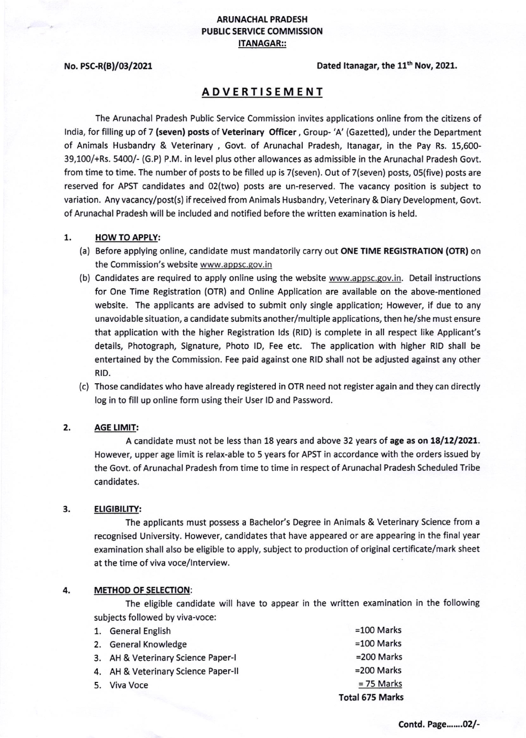**ARUNACHAL PRADESH**
**PUBLIC SERVICE COMMISSION**
**ITANAGAR::**

**No. PSC-R(B)/03/2021** **Dated Itanagar, the 11th Nov, 2021.**

# ADVERTISEMENT

The Arunachal Pradesh Public Service Commission invites applications online from the citizens of India, for filling up of 7 **(seven) posts** of **Veterinary Officer**, Group- 'A' (Gazetted), under the Department of Animals Husbandry & Veterinary , Govt. of Arunachal Pradesh, Itanagar, in the Pay Rs. 15,600-39,100/+Rs. 5400/- (G.P) P.M. in level plus other allowances as admissible in the Arunachal Pradesh Govt. from time to time. The number of posts to be filled up is 7(seven). Out of 7(seven) posts, 05(five) posts are reserved for APST candidates and 02(two) posts are un-reserved. The vacancy position is subject to variation. Any vacancy/post(s) if received from Animals Husbandry, Veterinary & Diary Development, Govt. of Arunachal Pradesh will be included and notified before the written examination is held.

**1. HOW TO APPLY:**

(a) Before applying online, candidate must mandatorily carry out **ONE TIME REGISTRATION (OTR)** on the Commission's website www.appsc.gov.in

(b) Candidates are required to apply online using the website www.appsc.gov.in. Detail instructions for One Time Registration (OTR) and Online Application are available on the above-mentioned website. The applicants are advised to submit only single application; However, if due to any unavoidable situation, a candidate submits another/multiple applications, then he/she must ensure that application with the higher Registration Ids (RID) is complete in all respect like Applicant's details, Photograph, Signature, Photo ID, Fee etc. The application with higher RID shall be entertained by the Commission. Fee paid against one RID shall not be adjusted against any other RID.

(c) Those candidates who have already registered in OTR need not register again and they can directly log in to fill up online form using their User ID and Password.

**2. AGE LIMIT:**

A candidate must not be less than 18 years and above 32 years of **age as on 18/12/2021.** However, upper age limit is relax-able to 5 years for APST in accordance with the orders issued by the Govt. of Arunachal Pradesh from time to time in respect of Arunachal Pradesh Scheduled Tribe candidates.

**3. ELIGIBILITY:**

The applicants must possess a Bachelor's Degree in Animals & Veterinary Science from a recognised University. However, candidates that have appeared or are appearing in the final year examination shall also be eligible to apply, subject to production of original certificate/mark sheet at the time of viva voce/Interview.

**4. METHOD OF SELECTION:**

The eligible candidate will have to appear in the written examination in the following subjects followed by viva-voce:

| | |
|---|---|
| 1. General English | =100 Marks |
| 2. General Knowledge | =100 Marks |
| 3. AH & Veterinary Science Paper-I | =200 Marks |
| 4. AH & Veterinary Science Paper-II | =200 Marks |
| 5. Viva Voce | = 75 Marks |
| | **Total 675 Marks** |

**Contd. Page.......02/-**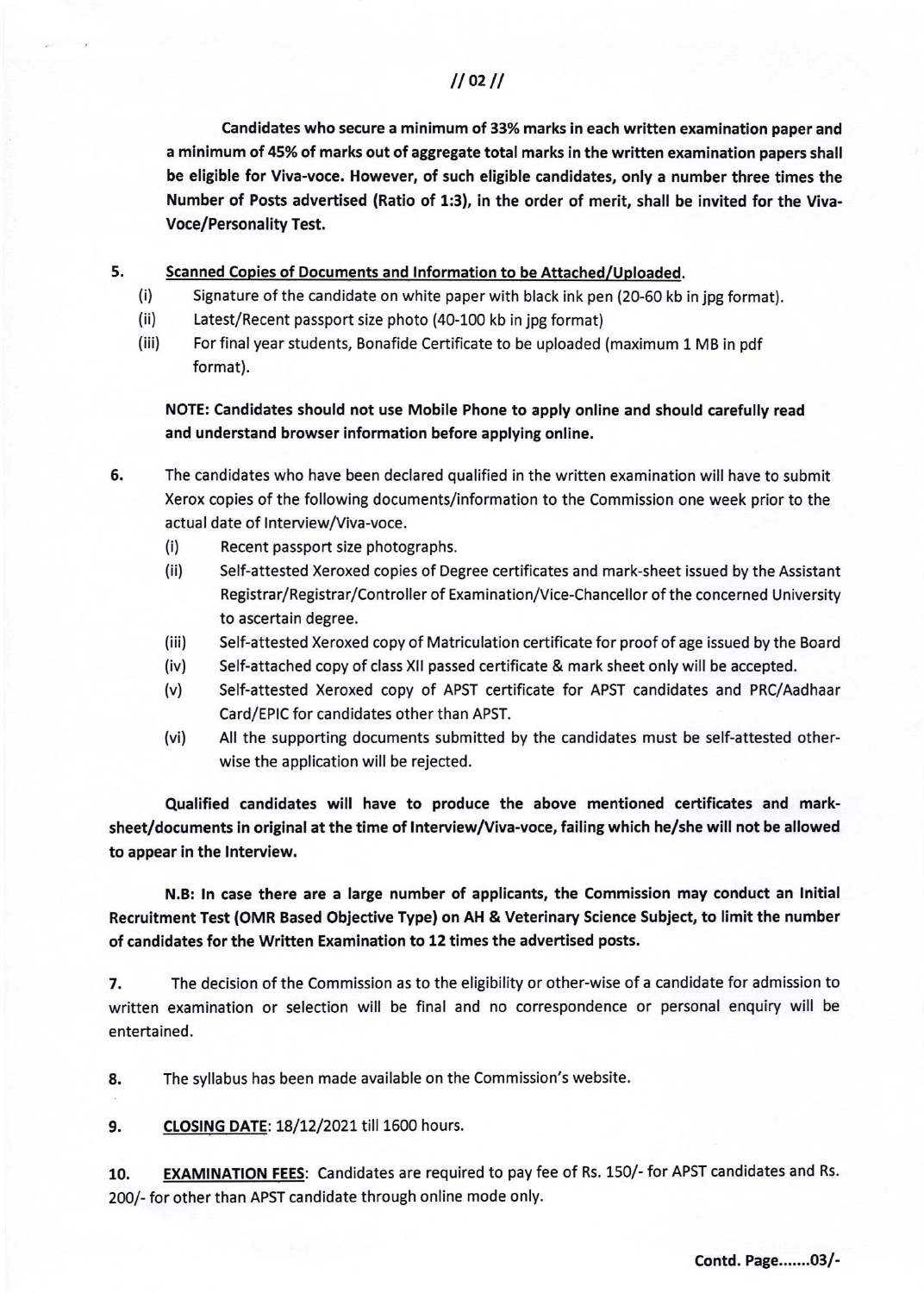**Candidates who secure a minimum of 33% marks in each written examination paper and a minimum of 45% of marks out of aggregate total marks in the written examination papers shall be eligible for Viva-voce. However, of such eligible candidates, only a number three times the Number of Posts advertised (Ratio of 1:3), in the order of merit, shall be invited for the Viva-Voce/Personality Test.**

5. <u>**Scanned Copies of Documents and Information to be Attached/Uploaded**</u>.
   (i) Signature of the candidate on white paper with black ink pen (20-60 kb in jpg format).
   (ii) Latest/Recent passport size photo (40-100 kb in jpg format)
   (iii) For final year students, Bonafide Certificate to be uploaded (maximum 1 MB in pdf format).

   **NOTE: Candidates should not use Mobile Phone to apply online and should carefully read and understand browser information before applying online.**

6. The candidates who have been declared qualified in the written examination will have to submit Xerox copies of the following documents/information to the Commission one week prior to the actual date of Interview/Viva-voce.
   (i) Recent passport size photographs.
   (ii) Self-attested Xeroxed copies of Degree certificates and mark-sheet issued by the Assistant Registrar/Registrar/Controller of Examination/Vice-Chancellor of the concerned University to ascertain degree.
   (iii) Self-attested Xeroxed copy of Matriculation certificate for proof of age issued by the Board
   (iv) Self-attached copy of class XII passed certificate & mark sheet only will be accepted.
   (v) Self-attested Xeroxed copy of APST certificate for APST candidates and PRC/Aadhaar Card/EPIC for candidates other than APST.
   (vi) All the supporting documents submitted by the candidates must be self-attested other-wise the application will be rejected.

**Qualified candidates will have to produce the above mentioned certificates and mark-sheet/documents in original at the time of Interview/Viva-voce, failing which he/she will not be allowed to appear in the Interview.**

**N.B: In case there are a large number of applicants, the Commission may conduct an Initial Recruitment Test (OMR Based Objective Type) on AH & Veterinary Science Subject, to limit the number of candidates for the Written Examination to 12 times the advertised posts.**

7. The decision of the Commission as to the eligibility or other-wise of a candidate for admission to written examination or selection will be final and no correspondence or personal enquiry will be entertained.

8. The syllabus has been made available on the Commission's website.

9. <u>**CLOSING DATE**</u>: 18/12/2021 till 1600 hours.

10. <u>**EXAMINATION FEES**</u>: Candidates are required to pay fee of Rs. 150/- for APST candidates and Rs. 200/- for other than APST candidate through online mode only.

**Contd. Page.......03/-**